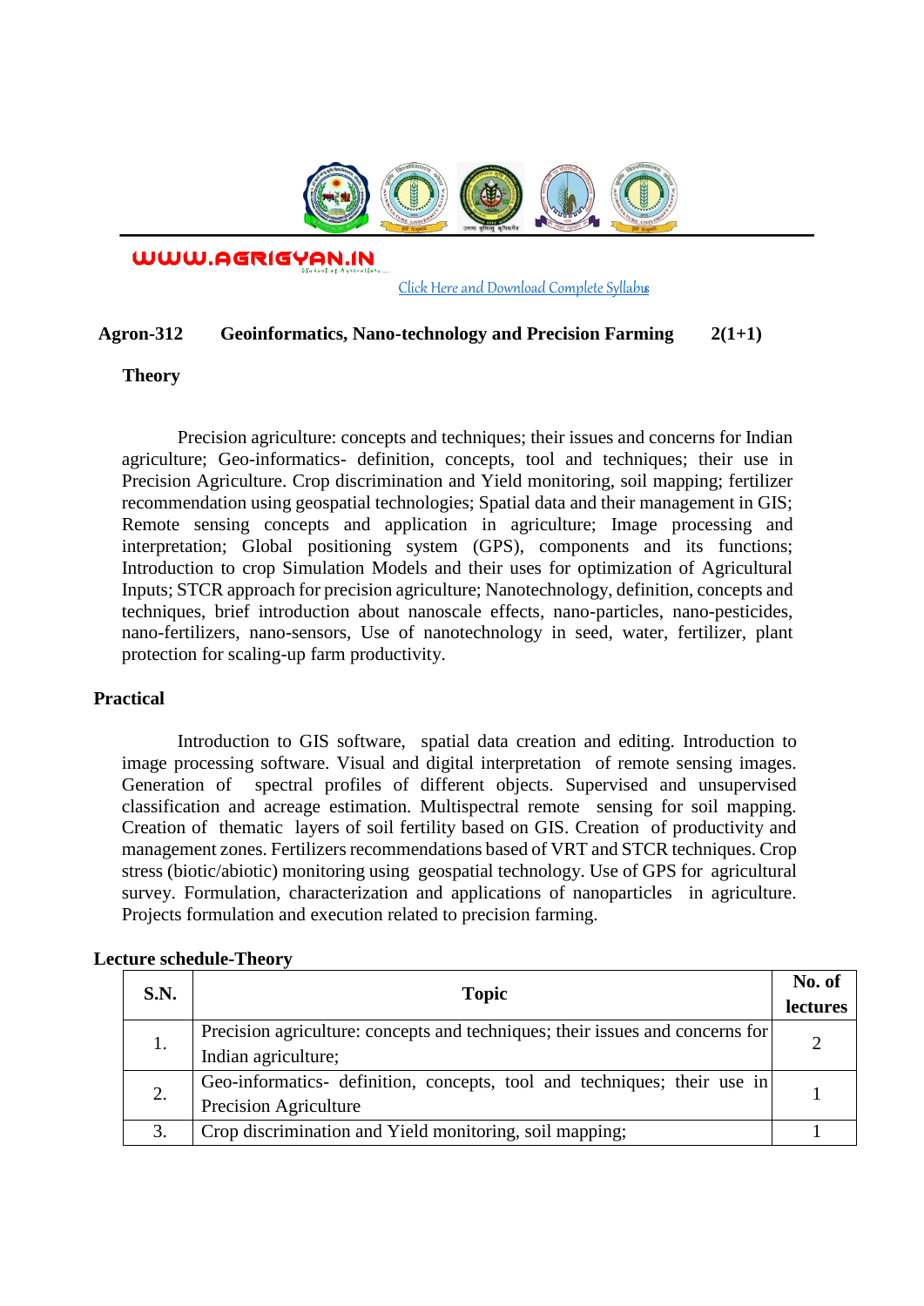WWW.AGRIGYAN.IN

Click Here and Download Complete Syllabus

**Agron-312 Geoinformatics, Nano-technology and Precision Farming 2(1+1)**

**Theory**

Precision agriculture: concepts and techniques; their issues and concerns for Indian agriculture; Geo-informatics- definition, concepts, tool and techniques; their use in Precision Agriculture. Crop discrimination and Yield monitoring, soil mapping; fertilizer recommendation using geospatial technologies; Spatial data and their management in GIS; Remote sensing concepts and application in agriculture; Image processing and interpretation; Global positioning system (GPS), components and its functions; Introduction to crop Simulation Models and their uses for optimization of Agricultural Inputs; STCR approach for precision agriculture; Nanotechnology, definition, concepts and techniques, brief introduction about nanoscale effects, nano-particles, nano-pesticides, nano-fertilizers, nano-sensors, Use of nanotechnology in seed, water, fertilizer, plant protection for scaling-up farm productivity.

**Practical**

Introduction to GIS software, spatial data creation and editing. Introduction to image processing software. Visual and digital interpretation of remote sensing images. Generation of spectral profiles of different objects. Supervised and unsupervised classification and acreage estimation. Multispectral remote sensing for soil mapping. Creation of thematic layers of soil fertility based on GIS. Creation of productivity and management zones. Fertilizers recommendations based of VRT and STCR techniques. Crop stress (biotic/abiotic) monitoring using geospatial technology. Use of GPS for agricultural survey. Formulation, characterization and applications of nanoparticles in agriculture. Projects formulation and execution related to precision farming.

**Lecture schedule-Theory**

| S.N. | Topic | No. of lectures |
|---|---|---|
| 1. | Precision agriculture: concepts and techniques; their issues and concerns for Indian agriculture; | 2 |
| 2. | Geo-informatics- definition, concepts, tool and techniques; their use in Precision Agriculture | 1 |
| 3. | Crop discrimination and Yield monitoring, soil mapping; | 1 |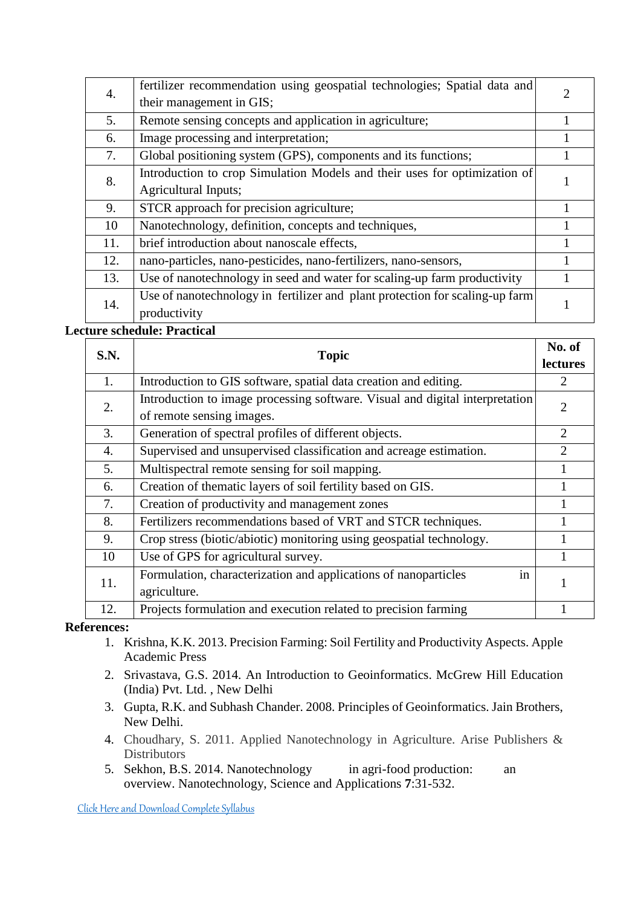| | | |
|---|---|---|
| 4. | fertilizer recommendation using geospatial technologies; Spatial data and their management in GIS; | 2 |
| 5. | Remote sensing concepts and application in agriculture; | 1 |
| 6. | Image processing and interpretation; | 1 |
| 7. | Global positioning system (GPS), components and its functions; | 1 |
| 8. | Introduction to crop Simulation Models and their uses for optimization of Agricultural Inputs; | 1 |
| 9. | STCR approach for precision agriculture; | 1 |
| 10 | Nanotechnology, definition, concepts and techniques, | 1 |
| 11. | brief introduction about nanoscale effects, | 1 |
| 12. | nano-particles, nano-pesticides, nano-fertilizers, nano-sensors, | 1 |
| 13. | Use of nanotechnology in seed and water for scaling-up farm productivity | 1 |
| 14. | Use of nanotechnology in fertilizer and plant protection for scaling-up farm productivity | 1 |

**Lecture schedule: Practical**

| S.N. | Topic | No. of lectures |
|---|---|---|
| 1. | Introduction to GIS software, spatial data creation and editing. | 2 |
| 2. | Introduction to image processing software. Visual and digital interpretation of remote sensing images. | 2 |
| 3. | Generation of spectral profiles of different objects. | 2 |
| 4. | Supervised and unsupervised classification and acreage estimation. | 2 |
| 5. | Multispectral remote sensing for soil mapping. | 1 |
| 6. | Creation of thematic layers of soil fertility based on GIS. | 1 |
| 7. | Creation of productivity and management zones | 1 |
| 8. | Fertilizers recommendations based of VRT and STCR techniques. | 1 |
| 9. | Crop stress (biotic/abiotic) monitoring using geospatial technology. | 1 |
| 10 | Use of GPS for agricultural survey. | 1 |
| 11. | Formulation, characterization and applications of nanoparticles in agriculture. | 1 |
| 12. | Projects formulation and execution related to precision farming | 1 |

**References:**

1. Krishna, K.K. 2013. Precision Farming: Soil Fertility and Productivity Aspects. Apple Academic Press
2. Srivastava, G.S. 2014. An Introduction to Geoinformatics. McGrew Hill Education (India) Pvt. Ltd. , New Delhi
3. Gupta, R.K. and Subhash Chander. 2008. Principles of Geoinformatics. Jain Brothers, New Delhi.
4. Choudhary, S. 2011. Applied Nanotechnology in Agriculture. Arise Publishers & Distributors
5. Sekhon, B.S. 2014. Nanotechnology in agri-food production: an overview. Nanotechnology, Science and Applications **7**:31-532.

Click Here and Download Complete Syllabus